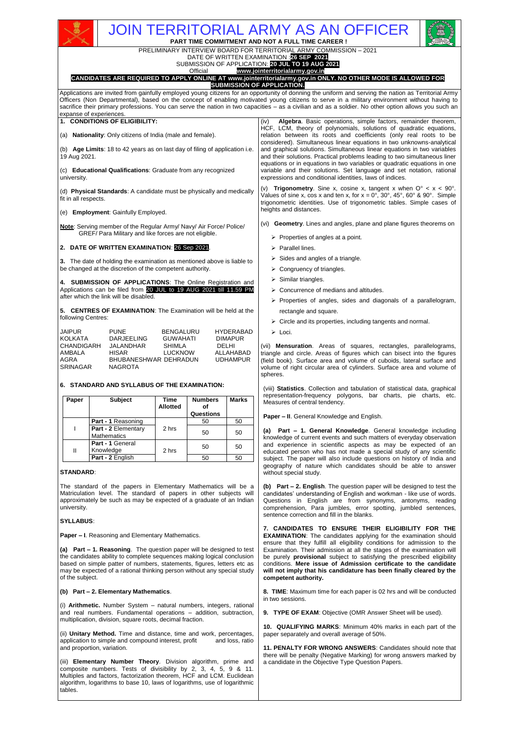# JOIN TERRITORIAL ARMY AS AN OFFICER

**PART TIME COMMITMENT AND NOT A FULL TIME CAREER !**

PRELIMINARY INTERVIEW BOARD FOR TERRITORIAL ARMY COMMISSION – 2021

DATE OF WRITTEN EXAMINATION : **26 SEP 2021**

SUBMISSION OF APPLICATION: **20 JUL TO 19 AUG 2021**

Official **www.jointerritorialarmy.gov.in**

**CANDIDATES ARE REQUIRED TO APPLY ONLINE AT www.jointerritorialarmy.gov.in ONLY. NO OTHER MODE IS ALLOWED FOR SUBMISSION OF APPLICATION.**

Applications are invited from gainfully employed young citizens for an opportunity of donning the uniform and serving the nation as Territorial Army Officers (Non Departmental), based on the concept of enabling motivated young citizens to serve in a military environment without having to sacrifice their primary professions. You can serve the nation in two capacities – as a civilian and as a soldier. No other option allows you such an expanse of experiences.

**1. CONDITIONS OF ELIGIBILITY:**

(a) **Nationality**: Only citizens of India (male and female).

(b) **Age Limits**: 18 to 42 years as on last day of filing of application i.e. 19 Aug 2021.

(c) **Educational Qualifications**: Graduate from any recognized university.

(d) **Physical Standards**: A candidate must be physically and medically fit in all respects.

(e) **Employment**: Gainfully Employed.

**Note**: Serving member of the Regular Army/ Navy/ Air Force/ Police/ GREF/ Para Military and like forces are not eligible.

**2. DATE OF WRITTEN EXAMINATION**: 26 Sep 2021.

**3.** The date of holding the examination as mentioned above is liable to be changed at the discretion of the competent authority.

**4. SUBMISSION OF APPLICATIONS**: The Online Registration and Applications can be filed from 20 JUL to 19 AUG 2021 till 11.59 PM after which the link will be disabled.

**5. CENTRES OF EXAMINATION**: The Examination will be held at the following Centres:

| | | | |
|---|---|---|---|
| JAIPUR | PUNE | BENGALURU | HYDERABAD |
| KOLKATA | DARJEELING | GUWAHATI | DIMAPUR |
| CHANDIGARH | JALANDHAR | SHIMLA | DELHI |
| AMBALA | HISAR | LUCKNOW | ALLAHABAD |
| AGRA | BHUBANESHWAR | DEHRADUN | UDHAMPUR |
| SRINAGAR | NAGROTA | | |

**6. STANDARD AND SYLLABUS OF THE EXAMINATION:**

| Paper | Subject | Time Allotted | Numbers of Questions | Marks |
|---|---|---|---|---|
| I | **Part - 1** Reasoning | 2 hrs | 50 | 50 |
| | **Part - 2** Elementary Mathematics | | 50 | 50 |
| II | **Part - 1** General Knowledge | 2 hrs | 50 | 50 |
| | **Part - 2** English | | 50 | 50 |

**STANDARD**:

The standard of the papers in Elementary Mathematics will be a Matriculation level. The standard of papers in other subjects will approximately be such as may be expected of a graduate of an Indian university.

**SYLLABUS**:

**Paper – I**. Reasoning and Elementary Mathematics.

**(a) Part – 1. Reasoning**. The question paper will be designed to test the candidates ability to complete sequences making logical conclusion based on simple patter of numbers, statements, figures, letters etc as may be expected of a rational thinking person without any special study of the subject.

**(b) Part – 2. Elementary Mathematics**.

(i) **Arithmetic.** Number System – natural numbers, integers, rational and real numbers. Fundamental operations – addition, subtraction, multiplication, division, square roots, decimal fraction.

(ii) **Unitary Method.** Time and distance, time and work, percentages, application to simple and compound interest, profit and loss, ratio and proportion, variation.

(iii) **Elementary Number Theory**. Division algorithm, prime and composite numbers. Tests of divisibility by 2, 3, 4, 5, 9 & 11. Multiples and factors, factorization theorem, HCF and LCM. Euclidean algorithm, logarithms to base 10, laws of logarithms, use of logarithmic tables.

(iv) **Algebra**. Basic operations, simple factors, remainder theorem, HCF, LCM, theory of polynomials, solutions of quadratic equations, relation between its roots and coefficients (only real roots to be considered). Simultaneous linear equations in two unknowns-analytical and graphical solutions. Simultaneous linear equations in two variables and their solutions. Practical problems leading to two simultaneous liner equations or in equations in two variables or quadratic equations in one variable and their solutions. Set language and set notation, rational expressions and conditional identities, laws of indices.

(v) **Trigonometry**. Sine x, cosine x, tangent x when $0° < x < 90°$. Values of sine x, cos x and ten x, for x = 0°, 30°, 45°, 60° & 90°. Simple trigonometric identities. Use of trigonometric tables. Simple cases of heights and distances.

(vi) **Geometry**. Lines and angles, plane and plane figures theorems on

- Properties of angles at a point.
- Parallel lines.
- Sides and angles of a triangle.
- Congruency of triangles.
- Similar triangles.
- Concurrence of medians and altitudes.
- Properties of angles, sides and diagonals of a parallelogram, rectangle and square.
- Circle and its properties, including tangents and normal.
- Loci.

(vii) **Mensuration**. Areas of squares, rectangles, parallelograms, triangle and circle. Areas of figures which can bisect into the figures (field book). Surface area and volume of cuboids, lateral surface and volume of right circular area of cylinders. Surface area and volume of spheres.

(viii) **Statistics**. Collection and tabulation of statistical data, graphical representation-frequency polygons, bar charts, pie charts, etc. Measures of central tendency.

**Paper – II**. General Knowledge and English.

**(a) Part – 1. General Knowledge**. General knowledge including knowledge of current events and such matters of everyday observation and experience in scientific aspects as may be expected of an educated person who has not made a special study of any scientific subject. The paper will also include questions on history of India and geography of nature which candidates should be able to answer without special study.

**(b) Part – 2. English**. The question paper will be designed to test the candidates' understanding of English and workman - like use of words. Questions in English are from synonyms, antonyms, reading comprehension, Para jumbles, error spotting, jumbled sentences, sentence correction and fill in the blanks.

**7. CANDIDATES TO ENSURE THEIR ELIGIBILITY FOR THE EXAMINATION**: The candidates applying for the examination should ensure that they fulfill all eligibility conditions for admission to the Examination. Their admission at all the stages of the examination will be purely **provisional** subject to satisfying the prescribed eligibility conditions. **Mere issue of Admission certificate to the candidate will not imply that his candidature has been finally cleared by the competent authority.**

**8. TIME**: Maximum time for each paper is 02 hrs and will be conducted in two sessions.

**9. TYPE OF EXAM**: Objective (OMR Answer Sheet will be used).

**10. QUALIFYING MARKS**: Minimum 40% marks in each part of the paper separately and overall average of 50%.

**11. PENALTY FOR WRONG ANSWERS**: Candidates should note that there will be penalty (Negative Marking) for wrong answers marked by a candidate in the Objective Type Question Papers.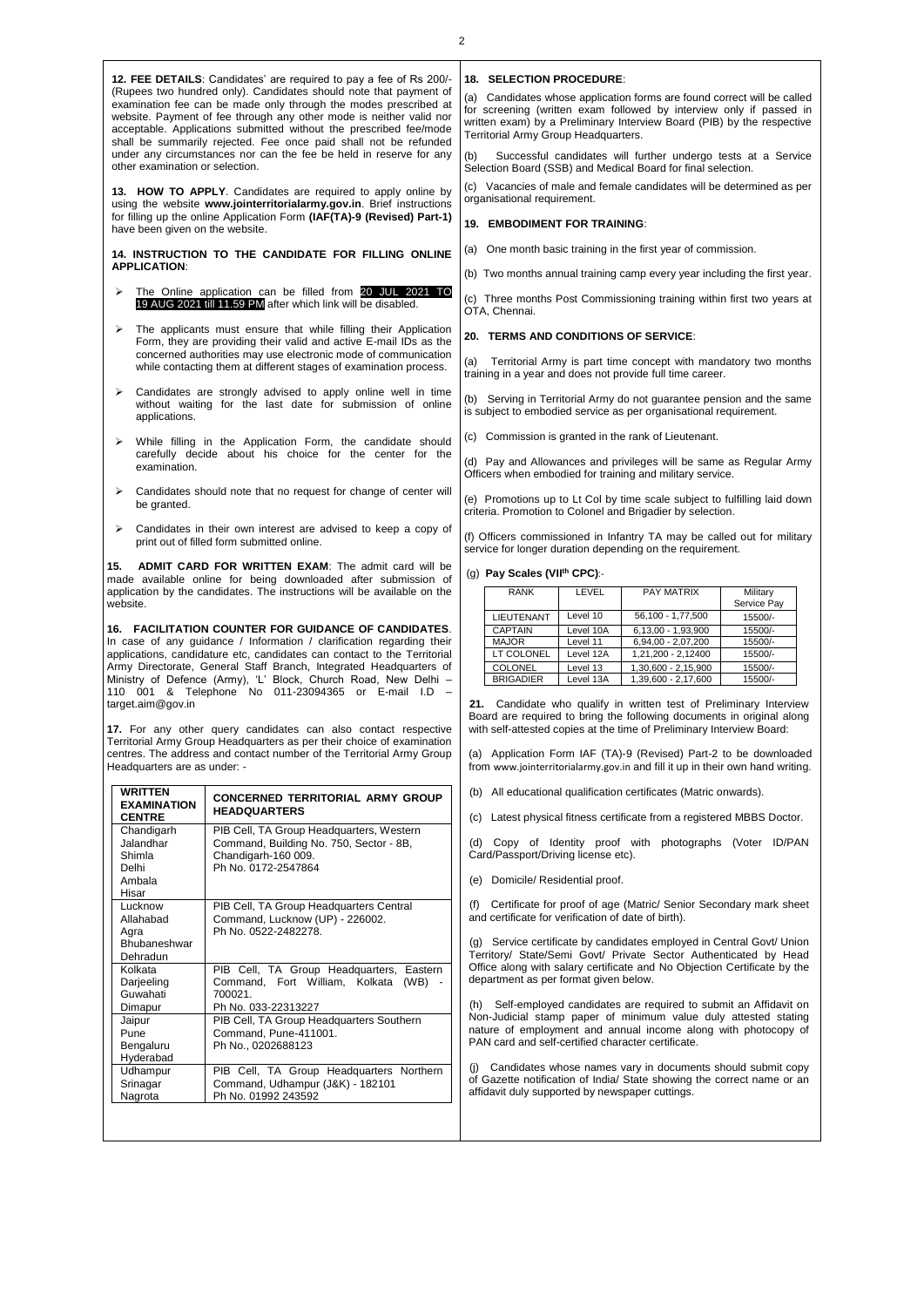**12. FEE DETAILS**: Candidates' are required to pay a fee of Rs 200/- (Rupees two hundred only). Candidates should note that payment of examination fee can be made only through the modes prescribed at website. Payment of fee through any other mode is neither valid nor acceptable. Applications submitted without the prescribed fee/mode shall be summarily rejected. Fee once paid shall not be refunded under any circumstances nor can the fee be held in reserve for any other examination or selection.

**13. HOW TO APPLY**. Candidates are required to apply online by using the website **www.jointerritorialarmy.gov.in**. Brief instructions for filling up the online Application Form **(IAF(TA)-9 (Revised) Part-1)** have been given on the website.

**14. INSTRUCTION TO THE CANDIDATE FOR FILLING ONLINE APPLICATION**:

- The Online application can be filled from 20 JUL 2021 TO 19 AUG 2021 till 11.59 PM after which link will be disabled.
- The applicants must ensure that while filling their Application Form, they are providing their valid and active E-mail IDs as the concerned authorities may use electronic mode of communication while contacting them at different stages of examination process.
- Candidates are strongly advised to apply online well in time without waiting for the last date for submission of online applications.
- While filling in the Application Form, the candidate should carefully decide about his choice for the center for the examination.
- Candidates should note that no request for change of center will be granted.
- Candidates in their own interest are advised to keep a copy of print out of filled form submitted online.

**15. ADMIT CARD FOR WRITTEN EXAM**: The admit card will be made available online for being downloaded after submission of application by the candidates. The instructions will be available on the website.

**16. FACILITATION COUNTER FOR GUIDANCE OF CANDIDATES**. In case of any guidance / Information / clarification regarding their applications, candidature etc, candidates can contact to the Territorial Army Directorate, General Staff Branch, Integrated Headquarters of Ministry of Defence (Army), 'L' Block, Church Road, New Delhi – 110 001 & Telephone No 011-23094365 or E-mail I.D – target.aim@gov.in

**17.** For any other query candidates can also contact respective Territorial Army Group Headquarters as per their choice of examination centres. The address and contact number of the Territorial Army Group Headquarters are as under: -

| WRITTEN EXAMINATION CENTRE | CONCERNED TERRITORIAL ARMY GROUP HEADQUARTERS |
|---|---|
| Chandigarh<br>Jalandhar<br>Shimla<br>Delhi<br>Ambala<br>Hisar | PIB Cell, TA Group Headquarters, Western Command, Building No. 750, Sector - 8B, Chandigarh-160 009.<br>Ph No. 0172-2547864 |
| Lucknow<br>Allahabad<br>Agra<br>Bhubaneshwar<br>Dehradun | PIB Cell, TA Group Headquarters Central Command, Lucknow (UP) - 226002.<br>Ph No. 0522-2482278. |
| Kolkata<br>Darjeeling<br>Guwahati<br>Dimapur | PIB Cell, TA Group Headquarters, Eastern Command, Fort William, Kolkata (WB) - 700021.<br>Ph No. 033-22313227 |
| Jaipur<br>Pune<br>Bengaluru<br>Hyderabad | PIB Cell, TA Group Headquarters Southern Command, Pune-411001.<br>Ph No., 0202688123 |
| Udhampur<br>Srinagar<br>Nagrota | PIB Cell, TA Group Headquarters Northern Command, Udhampur (J&K) - 182101<br>Ph No. 01992 243592 |

**18. SELECTION PROCEDURE**:

(a) Candidates whose application forms are found correct will be called for screening (written exam followed by interview only if passed in written exam) by a Preliminary Interview Board (PIB) by the respective Territorial Army Group Headquarters.

(b) Successful candidates will further undergo tests at a Service Selection Board (SSB) and Medical Board for final selection.

(c) Vacancies of male and female candidates will be determined as per organisational requirement.

**19. EMBODIMENT FOR TRAINING**:

(a) One month basic training in the first year of commission.

(b) Two months annual training camp every year including the first year.

(c) Three months Post Commissioning training within first two years at OTA, Chennai.

**20. TERMS AND CONDITIONS OF SERVICE**:

(a) Territorial Army is part time concept with mandatory two months training in a year and does not provide full time career.

(b) Serving in Territorial Army do not guarantee pension and the same is subject to embodied service as per organisational requirement.

(c) Commission is granted in the rank of Lieutenant.

(d) Pay and Allowances and privileges will be same as Regular Army Officers when embodied for training and military service.

(e) Promotions up to Lt Col by time scale subject to fulfilling laid down criteria. Promotion to Colonel and Brigadier by selection.

(f) Officers commissioned in Infantry TA may be called out for military service for longer duration depending on the requirement.

(g) **Pay Scales (VII[th] CPC)**:-

| RANK | LEVEL | PAY MATRIX | Military Service Pay |
|---|---|---|---|
| LIEUTENANT | Level 10 | 56,100 - 1,77,500 | 15500/- |
| CAPTAIN | Level 10A | 6,13,00 - 1,93,900 | 15500/- |
| MAJOR | Level 11 | 6,94,00 - 2,07,200 | 15500/- |
| LT COLONEL | Level 12A | 1,21,200 - 2,12400 | 15500/- |
| COLONEL | Level 13 | 1,30,600 - 2,15,900 | 15500/- |
| BRIGADIER | Level 13A | 1,39,600 - 2,17,600 | 15500/- |

**21.** Candidate who qualify in written test of Preliminary Interview Board are required to bring the following documents in original along with self-attested copies at the time of Preliminary Interview Board:

(a) Application Form IAF (TA)-9 (Revised) Part-2 to be downloaded from www.jointerritorialarmy.gov.in and fill it up in their own hand writing.

(b) All educational qualification certificates (Matric onwards).

(c) Latest physical fitness certificate from a registered MBBS Doctor.

(d) Copy of Identity proof with photographs (Voter ID/PAN Card/Passport/Driving license etc).

(e) Domicile/ Residential proof.

(f) Certificate for proof of age (Matric/ Senior Secondary mark sheet and certificate for verification of date of birth).

(g) Service certificate by candidates employed in Central Govt/ Union Territory/ State/Semi Govt/ Private Sector Authenticated by Head Office along with salary certificate and No Objection Certificate by the department as per format given below.

(h) Self-employed candidates are required to submit an Affidavit on Non-Judicial stamp paper of minimum value duly attested stating nature of employment and annual income along with photocopy of PAN card and self-certified character certificate.

(j) Candidates whose names vary in documents should submit copy of Gazette notification of India/ State showing the correct name or an affidavit duly supported by newspaper cuttings.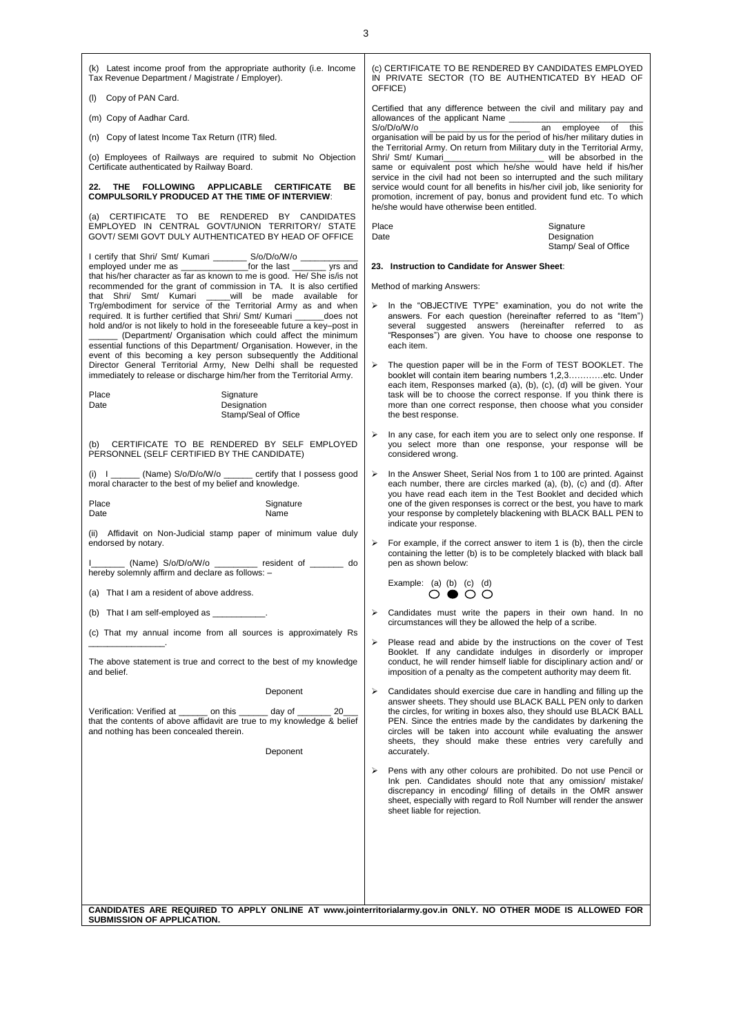(k) Latest income proof from the appropriate authority (i.e. Income Tax Revenue Department / Magistrate / Employer).

(l) Copy of PAN Card.

(m) Copy of Aadhar Card.

(n) Copy of latest Income Tax Return (ITR) filed.

(o) Employees of Railways are required to submit No Objection Certificate authenticated by Railway Board.

**22. THE FOLLOWING APPLICABLE CERTIFICATE BE COMPULSORILY PRODUCED AT THE TIME OF INTERVIEW**:

(a) CERTIFICATE TO BE RENDERED BY CANDIDATES EMPLOYED IN CENTRAL GOVT/UNION TERRITORY/ STATE GOVT/ SEMI GOVT DULY AUTHENTICATED BY HEAD OF OFFICE

I certify that Shri/ Smt/ Kumari _______ S/o/D/o/W/o ____________ employed under me as _____________for the last _______ yrs and that his/her character as far as known to me is good. He/ She is/is not recommended for the grant of commission in TA. It is also certified that Shri/ Smt/ Kumari _____will be made available for Trg/embodiment for service of the Territorial Army as and when required. It is further certified that Shri/ Smt/ Kumari ______does not hold and/or is not likely to hold in the foreseeable future a key–post in ______ (Department/ Organisation which could affect the minimum essential functions of this Department/ Organisation. However, in the event of this becoming a key person subsequently the Additional Director General Territorial Army, New Delhi shall be requested immediately to release or discharge him/her from the Territorial Army.

Place
Date

Signature
Designation
Stamp/Seal of Office

(b) CERTIFICATE TO BE RENDERED BY SELF EMPLOYED PERSONNEL (SELF CERTIFIED BY THE CANDIDATE)

(i) I ______ (Name) S/o/D/o/W/o ______ certify that I possess good moral character to the best of my belief and knowledge.

Place
Date

Signature
Name

(ii) Affidavit on Non-Judicial stamp paper of minimum value duly endorsed by notary.

I_______ (Name) S/o/D/o/W/o _________ resident of _______ do hereby solemnly affirm and declare as follows: –

(a) That I am a resident of above address.

(b) That I am self-employed as ___________.

(c) That my annual income from all sources is approximately Rs ________________.

The above statement is true and correct to the best of my knowledge and belief.

Deponent

Verification: Verified at ______ on this ______ day of _______ 20___ that the contents of above affidavit are true to my knowledge & belief and nothing has been concealed therein.

Deponent

(c) CERTIFICATE TO BE RENDERED BY CANDIDATES EMPLOYED IN PRIVATE SECTOR (TO BE AUTHENTICATED BY HEAD OF OFFICE)

Certified that any difference between the civil and military pay and allowances of the applicant Name ____________________________ S/o/D/o/W/o ____________________ an employee of this organisation will be paid by us for the period of his/her military duties in the Territorial Army. On return from Military duty in the Territorial Army, Shri/ Smt/ Kumari____________________ will be absorbed in the same or equivalent post which he/she would have held if his/her service in the civil had not been so interrupted and the such military service would count for all benefits in his/her civil job, like seniority for promotion, increment of pay, bonus and provident fund etc. To which he/she would have otherwise been entitled.

Place
Date

Signature
Designation
Stamp/ Seal of Office

**23. Instruction to Candidate for Answer Sheet**:

Method of marking Answers:

- In the "OBJECTIVE TYPE" examination, you do not write the answers. For each question (hereinafter referred to as "Item") several suggested answers (hereinafter referred to as "Responses") are given. You have to choose one response to each item.
- The question paper will be in the Form of TEST BOOKLET. The booklet will contain item bearing numbers 1,2,3…………etc. Under each item, Responses marked (a), (b), (c), (d) will be given. Your task will be to choose the correct response. If you think there is more than one correct response, then choose what you consider the best response.
- In any case, for each item you are to select only one response. If you select more than one response, your response will be considered wrong.
- In the Answer Sheet, Serial Nos from 1 to 100 are printed. Against each number, there are circles marked (a), (b), (c) and (d). After you have read each item in the Test Booklet and decided which one of the given responses is correct or the best, you have to mark your response by completely blackening with BLACK BALL PEN to indicate your response.
- For example, if the correct answer to item 1 is (b), then the circle containing the letter (b) is to be completely blacked with black ball pen as shown below:

  Example: (a) (b) (c) (d)
  ○ ● ○ ○

- Candidates must write the papers in their own hand. In no circumstances will they be allowed the help of a scribe.
- Please read and abide by the instructions on the cover of Test Booklet. If any candidate indulges in disorderly or improper conduct, he will render himself liable for disciplinary action and/ or imposition of a penalty as the competent authority may deem fit.
- Candidates should exercise due care in handling and filling up the answer sheets. They should use BLACK BALL PEN only to darken the circles, for writing in boxes also, they should use BLACK BALL PEN. Since the entries made by the candidates by darkening the circles will be taken into account while evaluating the answer sheets, they should make these entries very carefully and accurately.
- Pens with any other colours are prohibited. Do not use Pencil or Ink pen. Candidates should note that any omission/ mistake/ discrepancy in encoding/ filling of details in the OMR answer sheet, especially with regard to Roll Number will render the answer sheet liable for rejection.

**CANDIDATES ARE REQUIRED TO APPLY ONLINE AT www.jointerritorialarmy.gov.in ONLY. NO OTHER MODE IS ALLOWED FOR SUBMISSION OF APPLICATION.**